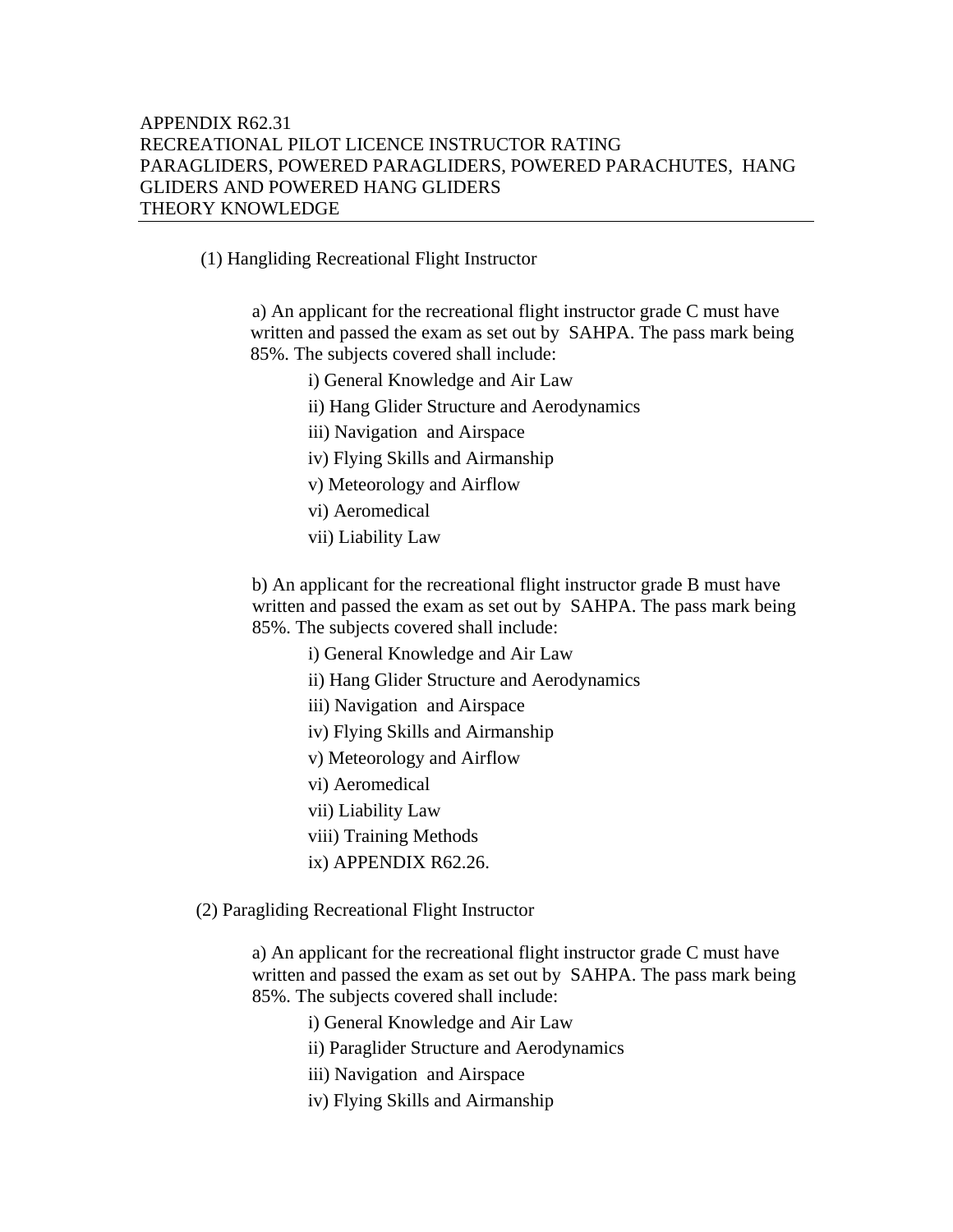# APPENDIX R62.31
# RECREATIONAL PILOT LICENCE INSTRUCTOR RATING
# PARAGLIDERS, POWERED PARAGLIDERS, POWERED PARACHUTES, HANG GLIDERS AND POWERED HANG GLIDERS
# THEORY KNOWLEDGE

(1) Hangliding Recreational Flight Instructor

a) An applicant for the recreational flight instructor grade C must have written and passed the exam as set out by SAHPA. The pass mark being 85%. The subjects covered shall include:

- i) General Knowledge and Air Law
- ii) Hang Glider Structure and Aerodynamics
- iii) Navigation and Airspace
- iv) Flying Skills and Airmanship
- v) Meteorology and Airflow
- vi) Aeromedical
- vii) Liability Law

b) An applicant for the recreational flight instructor grade B must have written and passed the exam as set out by SAHPA. The pass mark being 85%. The subjects covered shall include:

- i) General Knowledge and Air Law
- ii) Hang Glider Structure and Aerodynamics
- iii) Navigation and Airspace
- iv) Flying Skills and Airmanship
- v) Meteorology and Airflow
- vi) Aeromedical
- vii) Liability Law
- viii) Training Methods
- ix) APPENDIX R62.26.

(2) Paragliding Recreational Flight Instructor

a) An applicant for the recreational flight instructor grade C must have written and passed the exam as set out by SAHPA. The pass mark being 85%. The subjects covered shall include:

- i) General Knowledge and Air Law
- ii) Paraglider Structure and Aerodynamics
- iii) Navigation and Airspace
- iv) Flying Skills and Airmanship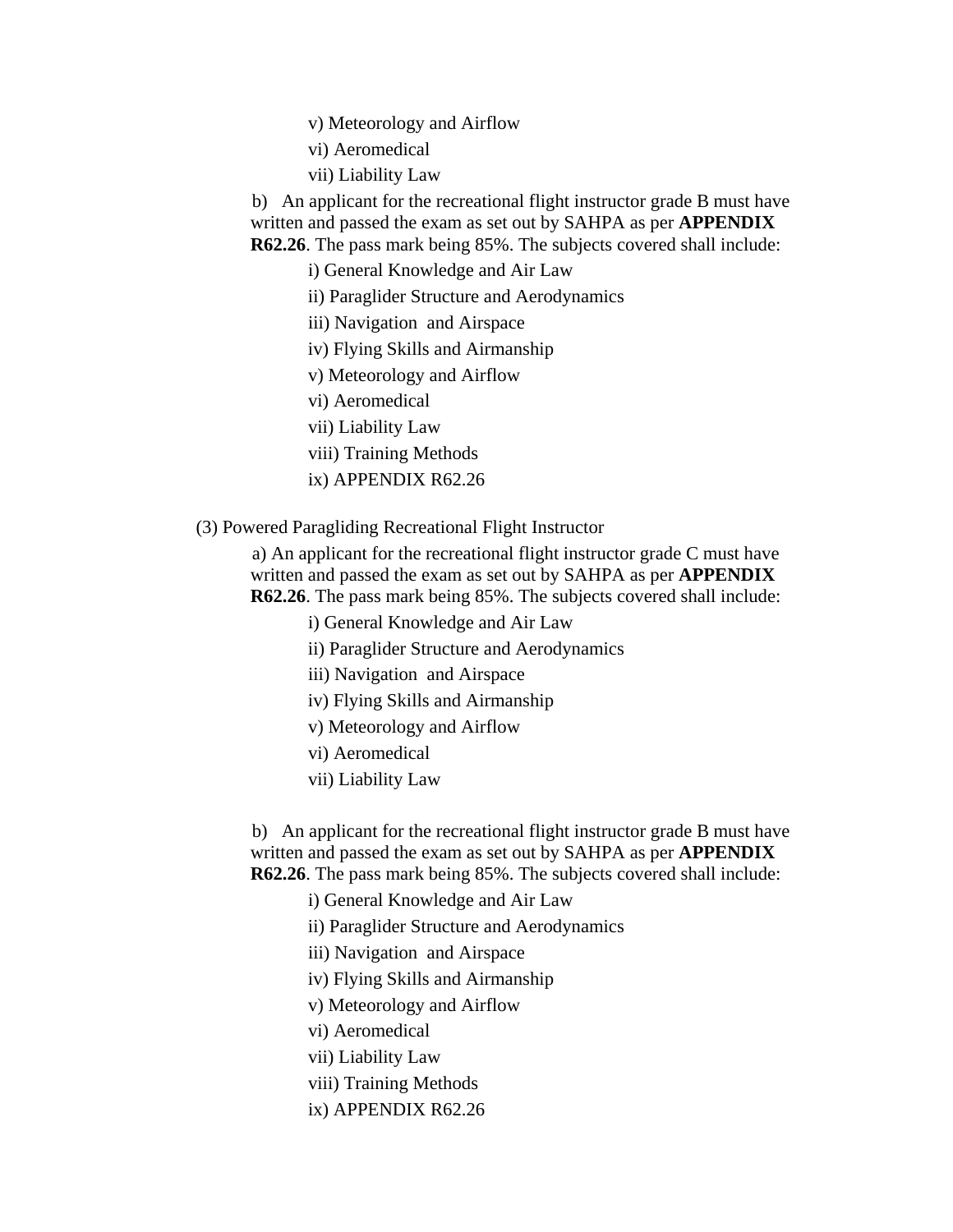v) Meteorology and Airflow

vi) Aeromedical

vii) Liability Law

b) An applicant for the recreational flight instructor grade B must have written and passed the exam as set out by SAHPA as per **APPENDIX R62.26**. The pass mark being 85%. The subjects covered shall include:

i) General Knowledge and Air Law

ii) Paraglider Structure and Aerodynamics

iii) Navigation and Airspace

iv) Flying Skills and Airmanship

v) Meteorology and Airflow

vi) Aeromedical

vii) Liability Law

viii) Training Methods

ix) APPENDIX R62.26

(3) Powered Paragliding Recreational Flight Instructor

a) An applicant for the recreational flight instructor grade C must have written and passed the exam as set out by SAHPA as per **APPENDIX R62.26**. The pass mark being 85%. The subjects covered shall include:

i) General Knowledge and Air Law

ii) Paraglider Structure and Aerodynamics

iii) Navigation and Airspace

iv) Flying Skills and Airmanship

v) Meteorology and Airflow

vi) Aeromedical

vii) Liability Law

b) An applicant for the recreational flight instructor grade B must have written and passed the exam as set out by SAHPA as per **APPENDIX R62.26**. The pass mark being 85%. The subjects covered shall include:

i) General Knowledge and Air Law

ii) Paraglider Structure and Aerodynamics

iii) Navigation and Airspace

iv) Flying Skills and Airmanship

v) Meteorology and Airflow

vi) Aeromedical

vii) Liability Law

viii) Training Methods

ix) APPENDIX R62.26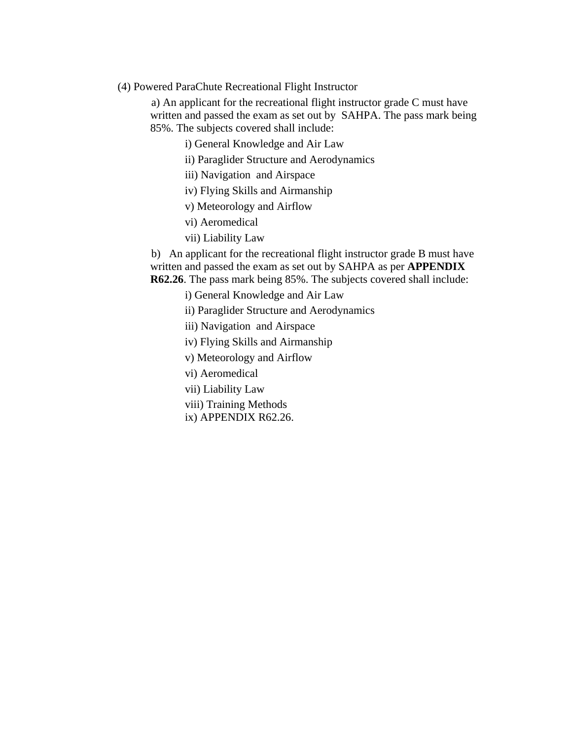(4) Powered ParaChute Recreational Flight Instructor

a) An applicant for the recreational flight instructor grade C must have written and passed the exam as set out by SAHPA. The pass mark being 85%. The subjects covered shall include:

- i) General Knowledge and Air Law
- ii) Paraglider Structure and Aerodynamics
- iii) Navigation and Airspace
- iv) Flying Skills and Airmanship
- v) Meteorology and Airflow
- vi) Aeromedical
- vii) Liability Law

b) An applicant for the recreational flight instructor grade B must have written and passed the exam as set out by SAHPA as per **APPENDIX R62.26**. The pass mark being 85%. The subjects covered shall include:

- i) General Knowledge and Air Law
- ii) Paraglider Structure and Aerodynamics
- iii) Navigation and Airspace
- iv) Flying Skills and Airmanship
- v) Meteorology and Airflow
- vi) Aeromedical
- vii) Liability Law
- viii) Training Methods
- ix) APPENDIX R62.26.